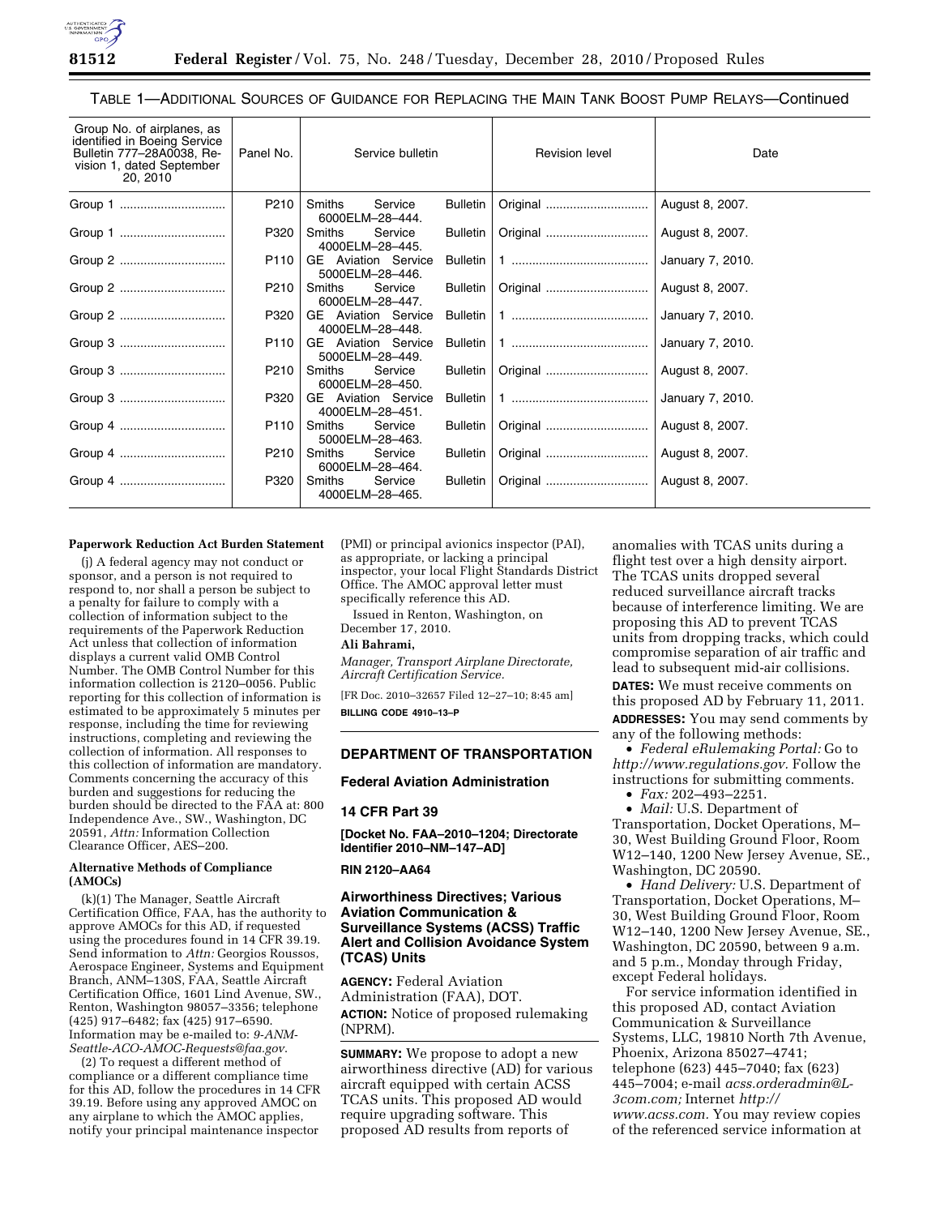TABLE 1—ADDITIONAL SOURCES OF GUIDANCE FOR REPLACING THE MAIN TANK BOOST PUMP RELAYS—Continued

| Group No. of airplanes, as identified in Boeing Service Bulletin 777–28A0038, Revision 1, dated September 20, 2010 | Panel No. | Service bulletin | Revision level | Date |
|---|---|---|---|---|
| Group 1 | P210 | Smiths Service Bulletin 6000ELM–28–444. | Original | August 8, 2007. |
| Group 1 | P320 | Smiths Service Bulletin 4000ELM–28–445. | Original | August 8, 2007. |
| Group 2 | P110 | GE Aviation Service Bulletin 5000ELM–28–446. | 1 | January 7, 2010. |
| Group 2 | P210 | Smiths Service Bulletin 6000ELM–28–447. | Original | August 8, 2007. |
| Group 2 | P320 | GE Aviation Service Bulletin 4000ELM–28–448. | 1 | January 7, 2010. |
| Group 3 | P110 | GE Aviation Service Bulletin 5000ELM–28–449. | 1 | January 7, 2010. |
| Group 3 | P210 | Smiths Service Bulletin 6000ELM–28–450. | Original | August 8, 2007. |
| Group 3 | P320 | GE Aviation Service Bulletin 4000ELM–28–451. | 1 | January 7, 2010. |
| Group 4 | P110 | Smiths Service Bulletin 5000ELM–28–463. | Original | August 8, 2007. |
| Group 4 | P210 | Smiths Service Bulletin 6000ELM–28–464. | Original | August 8, 2007. |
| Group 4 | P320 | Smiths Service Bulletin 4000ELM–28–465. | Original | August 8, 2007. |

**Paperwork Reduction Act Burden Statement**

(j) A federal agency may not conduct or sponsor, and a person is not required to respond to, nor shall a person be subject to a penalty for failure to comply with a collection of information subject to the requirements of the Paperwork Reduction Act unless that collection of information displays a current valid OMB Control Number. The OMB Control Number for this information collection is 2120–0056. Public reporting for this collection of information is estimated to be approximately 5 minutes per response, including the time for reviewing instructions, completing and reviewing the collection of information. All responses to this collection of information are mandatory. Comments concerning the accuracy of this burden and suggestions for reducing the burden should be directed to the FAA at: 800 Independence Ave., SW., Washington, DC 20591, *Attn:* Information Collection Clearance Officer, AES–200.

**Alternative Methods of Compliance (AMOCs)**

(k)(1) The Manager, Seattle Aircraft Certification Office, FAA, has the authority to approve AMOCs for this AD, if requested using the procedures found in 14 CFR 39.19. Send information to *Attn:* Georgios Roussos, Aerospace Engineer, Systems and Equipment Branch, ANM–130S, FAA, Seattle Aircraft Certification Office, 1601 Lind Avenue, SW., Renton, Washington 98057–3356; telephone (425) 917–6482; fax (425) 917–6590. Information may be e-mailed to: *9-ANM-Seattle-ACO-AMOC-Requests@faa.gov*.

(2) To request a different method of compliance or a different compliance time for this AD, follow the procedures in 14 CFR 39.19. Before using any approved AMOC on any airplane to which the AMOC applies, notify your principal maintenance inspector (PMI) or principal avionics inspector (PAI), as appropriate, or lacking a principal inspector, your local Flight Standards District Office. The AMOC approval letter must specifically reference this AD.

Issued in Renton, Washington, on December 17, 2010.

**Ali Bahrami,**

*Manager, Transport Airplane Directorate, Aircraft Certification Service.*

[FR Doc. 2010–32657 Filed 12–27–10; 8:45 am]

**BILLING CODE 4910–13–P**

## DEPARTMENT OF TRANSPORTATION

### Federal Aviation Administration

### 14 CFR Part 39

**[Docket No. FAA–2010–1204; Directorate Identifier 2010–NM–147–AD]**

**RIN 2120–AA64**

### Airworthiness Directives; Various Aviation Communication & Surveillance Systems (ACSS) Traffic Alert and Collision Avoidance System (TCAS) Units

**AGENCY:** Federal Aviation Administration (FAA), DOT.

**ACTION:** Notice of proposed rulemaking (NPRM).

**SUMMARY:** We propose to adopt a new airworthiness directive (AD) for various aircraft equipped with certain ACSS TCAS units. This proposed AD would require upgrading software. This proposed AD results from reports of anomalies with TCAS units during a flight test over a high density airport. The TCAS units dropped several reduced surveillance aircraft tracks because of interference limiting. We are proposing this AD to prevent TCAS units from dropping tracks, which could compromise separation of air traffic and lead to subsequent mid-air collisions.

**DATES:** We must receive comments on this proposed AD by February 11, 2011.

**ADDRESSES:** You may send comments by any of the following methods:

- *Federal eRulemaking Portal:* Go to *http://www.regulations.gov.* Follow the instructions for submitting comments.
- *Fax:* 202–493–2251.
- *Mail:* U.S. Department of Transportation, Docket Operations, M–30, West Building Ground Floor, Room W12–140, 1200 New Jersey Avenue, SE., Washington, DC 20590.
- *Hand Delivery:* U.S. Department of Transportation, Docket Operations, M–30, West Building Ground Floor, Room W12–140, 1200 New Jersey Avenue, SE., Washington, DC 20590, between 9 a.m. and 5 p.m., Monday through Friday, except Federal holidays.

For service information identified in this proposed AD, contact Aviation Communication & Surveillance Systems, LLC, 19810 North 7th Avenue, Phoenix, Arizona 85027–4741; telephone (623) 445–7040; fax (623) 445–7004; e-mail *acss.orderadmin@L-3com.com;* Internet *http://www.acss.com.* You may review copies of the referenced service information at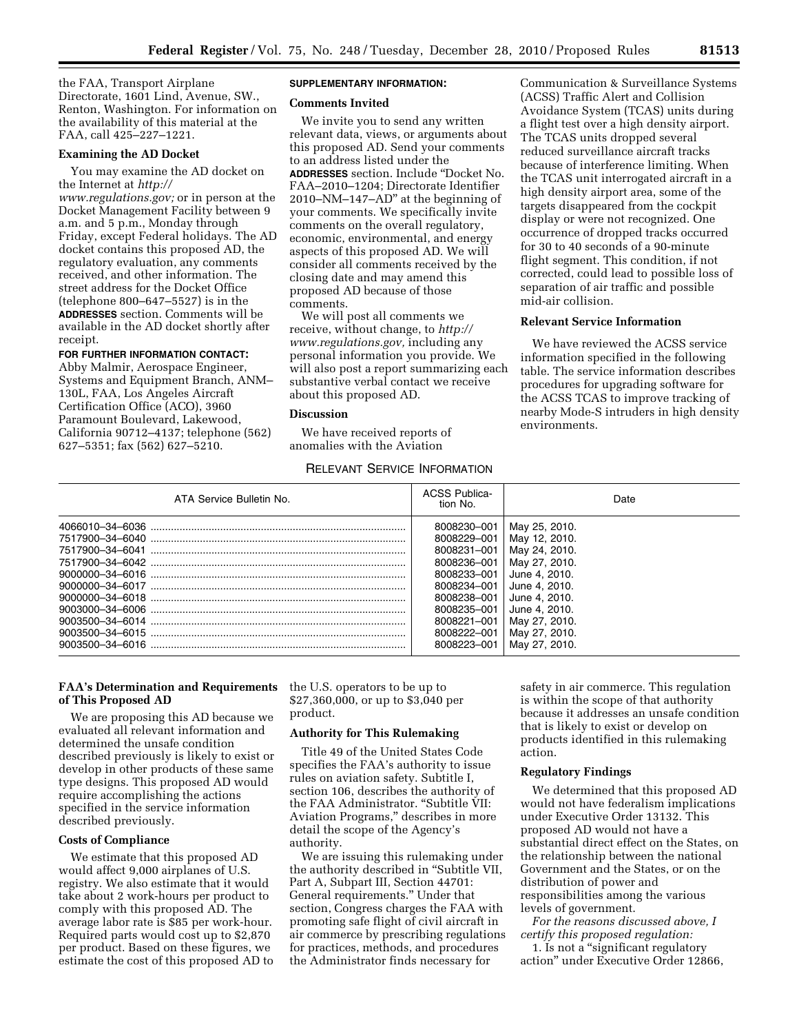the FAA, Transport Airplane Directorate, 1601 Lind, Avenue, SW., Renton, Washington. For information on the availability of this material at the FAA, call 425–227–1221.

**Examining the AD Docket**

You may examine the AD docket on the Internet at *http://www.regulations.gov;* or in person at the Docket Management Facility between 9 a.m. and 5 p.m., Monday through Friday, except Federal holidays. The AD docket contains this proposed AD, the regulatory evaluation, any comments received, and other information. The street address for the Docket Office (telephone 800–647–5527) is in the **ADDRESSES** section. Comments will be available in the AD docket shortly after receipt.

**FOR FURTHER INFORMATION CONTACT:** Abby Malmir, Aerospace Engineer, Systems and Equipment Branch, ANM–130L, FAA, Los Angeles Aircraft Certification Office (ACO), 3960 Paramount Boulevard, Lakewood, California 90712–4137; telephone (562) 627–5351; fax (562) 627–5210.

**SUPPLEMENTARY INFORMATION:**

**Comments Invited**

We invite you to send any written relevant data, views, or arguments about this proposed AD. Send your comments to an address listed under the **ADDRESSES** section. Include "Docket No. FAA–2010–1204; Directorate Identifier 2010–NM–147–AD" at the beginning of your comments. We specifically invite comments on the overall regulatory, economic, environmental, and energy aspects of this proposed AD. We will consider all comments received by the closing date and may amend this proposed AD because of those comments.

We will post all comments we receive, without change, to *http://www.regulations.gov,* including any personal information you provide. We will also post a report summarizing each substantive verbal contact we receive about this proposed AD.

**Discussion**

We have received reports of anomalies with the Aviation Communication & Surveillance Systems (ACSS) Traffic Alert and Collision Avoidance System (TCAS) units during a flight test over a high density airport. The TCAS units dropped several reduced surveillance aircraft tracks because of interference limiting. When the TCAS unit interrogated aircraft in a high density airport area, some of the targets disappeared from the cockpit display or were not recognized. One occurrence of dropped tracks occurred for 30 to 40 seconds of a 90-minute flight segment. This condition, if not corrected, could lead to possible loss of separation of air traffic and possible mid-air collision.

**Relevant Service Information**

We have reviewed the ACSS service information specified in the following table. The service information describes procedures for upgrading software for the ACSS TCAS to improve tracking of nearby Mode-S intruders in high density environments.

RELEVANT SERVICE INFORMATION

| ATA Service Bulletin No. | ACSS Publication No. | Date |
|---|---|---|
| 4066010–34–6036 | 8008230–001 | May 25, 2010. |
| 7517900–34–6040 | 8008229–001 | May 12, 2010. |
| 7517900–34–6041 | 8008231–001 | May 24, 2010. |
| 7517900–34–6042 | 8008236–001 | May 27, 2010. |
| 9000000–34–6016 | 8008233–001 | June 4, 2010. |
| 9000000–34–6017 | 8008234–001 | June 4, 2010. |
| 9000000–34–6018 | 8008238–001 | June 4, 2010. |
| 9003000–34–6006 | 8008235–001 | June 4, 2010. |
| 9003500–34–6014 | 8008221–001 | May 27, 2010. |
| 9003500–34–6015 | 8008222–001 | May 27, 2010. |
| 9003500–34–6016 | 8008223–001 | May 27, 2010. |

**FAA's Determination and Requirements of This Proposed AD**

We are proposing this AD because we evaluated all relevant information and determined the unsafe condition described previously is likely to exist or develop in other products of these same type designs. This proposed AD would require accomplishing the actions specified in the service information described previously.

**Costs of Compliance**

We estimate that this proposed AD would affect 9,000 airplanes of U.S. registry. We also estimate that it would take about 2 work-hours per product to comply with this proposed AD. The average labor rate is $85 per work-hour. Required parts would cost up to $2,870 per product. Based on these figures, we estimate the cost of this proposed AD to the U.S. operators to be up to $27,360,000, or up to $3,040 per product.

**Authority for This Rulemaking**

Title 49 of the United States Code specifies the FAA's authority to issue rules on aviation safety. Subtitle I, section 106, describes the authority of the FAA Administrator. "Subtitle VII: Aviation Programs," describes in more detail the scope of the Agency's authority.

We are issuing this rulemaking under the authority described in "Subtitle VII, Part A, Subpart III, Section 44701: General requirements." Under that section, Congress charges the FAA with promoting safe flight of civil aircraft in air commerce by prescribing regulations for practices, methods, and procedures the Administrator finds necessary for safety in air commerce. This regulation is within the scope of that authority because it addresses an unsafe condition that is likely to exist or develop on products identified in this rulemaking action.

**Regulatory Findings**

We determined that this proposed AD would not have federalism implications under Executive Order 13132. This proposed AD would not have a substantial direct effect on the States, on the relationship between the national Government and the States, or on the distribution of power and responsibilities among the various levels of government.

*For the reasons discussed above, I certify this proposed regulation:*

1. Is not a "significant regulatory action" under Executive Order 12866,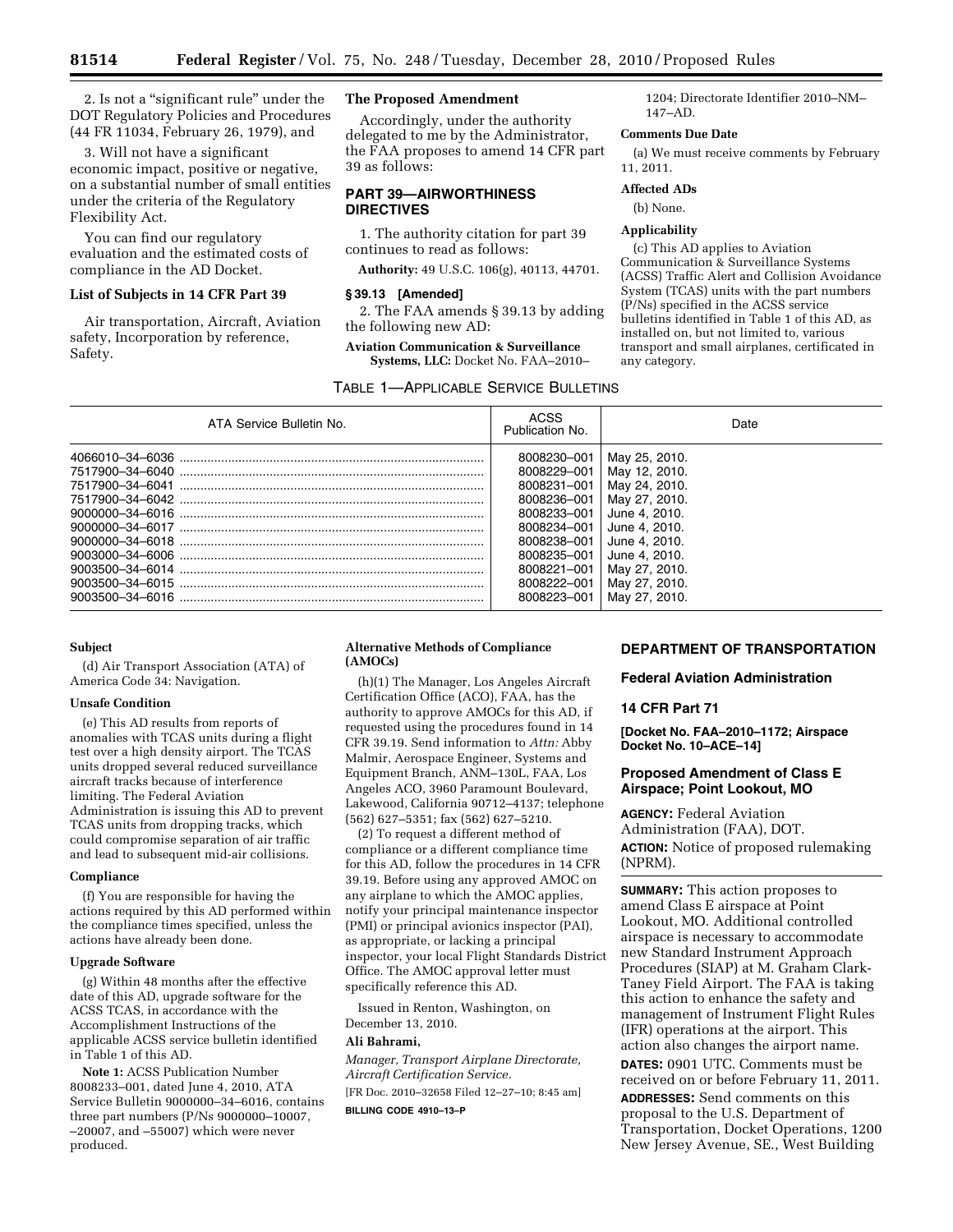2. Is not a "significant rule" under the DOT Regulatory Policies and Procedures (44 FR 11034, February 26, 1979), and

3. Will not have a significant economic impact, positive or negative, on a substantial number of small entities under the criteria of the Regulatory Flexibility Act.

You can find our regulatory evaluation and the estimated costs of compliance in the AD Docket.

## List of Subjects in 14 CFR Part 39

Air transportation, Aircraft, Aviation safety, Incorporation by reference, Safety.

## The Proposed Amendment

Accordingly, under the authority delegated to me by the Administrator, the FAA proposes to amend 14 CFR part 39 as follows:

## PART 39—AIRWORTHINESS DIRECTIVES

1. The authority citation for part 39 continues to read as follows:

**Authority:** 49 U.S.C. 106(g), 40113, 44701.

### § 39.13 [Amended]

2. The FAA amends § 39.13 by adding the following new AD:

**Aviation Communication & Surveillance Systems, LLC:** Docket No. FAA–2010–1204; Directorate Identifier 2010–NM–147–AD.

#### Comments Due Date

(a) We must receive comments by February 11, 2011.

#### Affected ADs

(b) None.

#### Applicability

(c) This AD applies to Aviation Communication & Surveillance Systems (ACSS) Traffic Alert and Collision Avoidance System (TCAS) units with the part numbers (P/Ns) specified in the ACSS service bulletins identified in Table 1 of this AD, as installed on, but not limited to, various transport and small airplanes, certificated in any category.

TABLE 1—APPLICABLE SERVICE BULLETINS

| ATA Service Bulletin No. | ACSS Publication No. | Date |
|---|---|---|
| 4066010–34–6036 | 8008230–001 | May 25, 2010. |
| 7517900–34–6040 | 8008229–001 | May 12, 2010. |
| 7517900–34–6041 | 8008231–001 | May 24, 2010. |
| 7517900–34–6042 | 8008236–001 | May 27, 2010. |
| 9000000–34–6016 | 8008233–001 | June 4, 2010. |
| 9000000–34–6017 | 8008234–001 | June 4, 2010. |
| 9000000–34–6018 | 8008238–001 | June 4, 2010. |
| 9003000–34–6006 | 8008235–001 | June 4, 2010. |
| 9003500–34–6014 | 8008221–001 | May 27, 2010. |
| 9003500–34–6015 | 8008222–001 | May 27, 2010. |
| 9003500–34–6016 | 8008223–001 | May 27, 2010. |

#### Subject

(d) Air Transport Association (ATA) of America Code 34: Navigation.

#### Unsafe Condition

(e) This AD results from reports of anomalies with TCAS units during a flight test over a high density airport. The TCAS units dropped several reduced surveillance aircraft tracks because of interference limiting. The Federal Aviation Administration is issuing this AD to prevent TCAS units from dropping tracks, which could compromise separation of air traffic and lead to subsequent mid-air collisions.

#### Compliance

(f) You are responsible for having the actions required by this AD performed within the compliance times specified, unless the actions have already been done.

#### Upgrade Software

(g) Within 48 months after the effective date of this AD, upgrade software for the ACSS TCAS, in accordance with the Accomplishment Instructions of the applicable ACSS service bulletin identified in Table 1 of this AD.

**Note 1:** ACSS Publication Number 8008233–001, dated June 4, 2010, ATA Service Bulletin 9000000–34–6016, contains three part numbers (P/Ns 9000000–10007, –20007, and –55007) which were never produced.

#### Alternative Methods of Compliance (AMOCs)

(h)(1) The Manager, Los Angeles Aircraft Certification Office (ACO), FAA, has the authority to approve AMOCs for this AD, if requested using the procedures found in 14 CFR 39.19. Send information to *Attn:* Abby Malmir, Aerospace Engineer, Systems and Equipment Branch, ANM–130L, FAA, Los Angeles ACO, 3960 Paramount Boulevard, Lakewood, California 90712–4137; telephone (562) 627–5351; fax (562) 627–5210.

(2) To request a different method of compliance or a different compliance time for this AD, follow the procedures in 14 CFR 39.19. Before using any approved AMOC on any airplane to which the AMOC applies, notify your principal maintenance inspector (PMI) or principal avionics inspector (PAI), as appropriate, or lacking a principal inspector, your local Flight Standards District Office. The AMOC approval letter must specifically reference this AD.

Issued in Renton, Washington, on December 13, 2010.

**Ali Bahrami,**

*Manager, Transport Airplane Directorate, Aircraft Certification Service.*

[FR Doc. 2010–32658 Filed 12–27–10; 8:45 am]

**BILLING CODE 4910–13–P**

## DEPARTMENT OF TRANSPORTATION

## Federal Aviation Administration

## 14 CFR Part 71

**[Docket No. FAA–2010–1172; Airspace Docket No. 10–ACE–14]**

## Proposed Amendment of Class E Airspace; Point Lookout, MO

**AGENCY:** Federal Aviation Administration (FAA), DOT.

**ACTION:** Notice of proposed rulemaking (NPRM).

**SUMMARY:** This action proposes to amend Class E airspace at Point Lookout, MO. Additional controlled airspace is necessary to accommodate new Standard Instrument Approach Procedures (SIAP) at M. Graham Clark-Taney Field Airport. The FAA is taking this action to enhance the safety and management of Instrument Flight Rules (IFR) operations at the airport. This action also changes the airport name.

**DATES:** 0901 UTC. Comments must be received on or before February 11, 2011.

**ADDRESSES:** Send comments on this proposal to the U.S. Department of Transportation, Docket Operations, 1200 New Jersey Avenue, SE., West Building